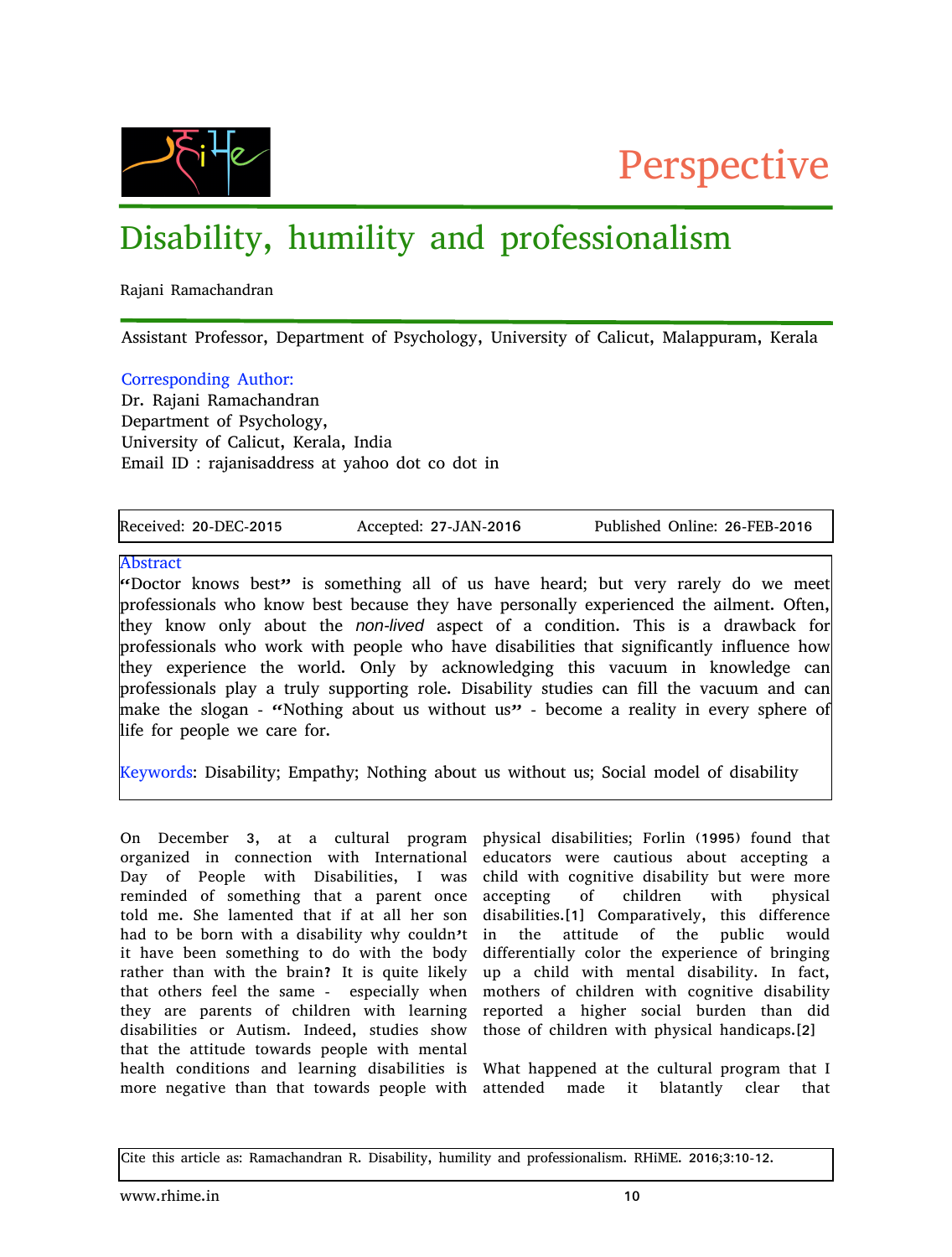Perspective

# Disability, humility and professionalism

Rajani Ramachandran

Assistant Professor, Department of Psychology, University of Calicut, Malappuram, Kerala

Corresponding Author:
Dr. Rajani Ramachandran
Department of Psychology,
University of Calicut, Kerala, India
Email ID : rajanisaddress at yahoo dot co dot in

Received: 20-DEC-2015 Accepted: 27-JAN-2016 Published Online: 26-FEB-2016

## Abstract

"Doctor knows best" is something all of us have heard; but very rarely do we meet professionals who know best because they have personally experienced the ailment. Often, they know only about the *non-lived* aspect of a condition. This is a drawback for professionals who work with people who have disabilities that significantly influence how they experience the world. Only by acknowledging this vacuum in knowledge can professionals play a truly supporting role. Disability studies can fill the vacuum and can make the slogan - "Nothing about us without us" - become a reality in every sphere of life for people we care for.

Keywords: Disability; Empathy; Nothing about us without us; Social model of disability

On December 3, at a cultural program organized in connection with International Day of People with Disabilities, I was reminded of something that a parent once told me. She lamented that if at all her son had to be born with a disability why couldn't it have been something to do with the body rather than with the brain? It is quite likely that others feel the same - especially when they are parents of children with learning disabilities or Autism. Indeed, studies show that the attitude towards people with mental health conditions and learning disabilities is more negative than that towards people with physical disabilities; Forlin (1995) found that educators were cautious about accepting a child with cognitive disability but were more accepting of children with physical disabilities.[1] Comparatively, this difference in the attitude of the public would differentially color the experience of bringing up a child with mental disability. In fact, mothers of children with cognitive disability reported a higher social burden than did those of children with physical handicaps.[2]

What happened at the cultural program that I attended made it blatantly clear that

Cite this article as: Ramachandran R. Disability, humility and professionalism. RHiME. 2016;3:10-12.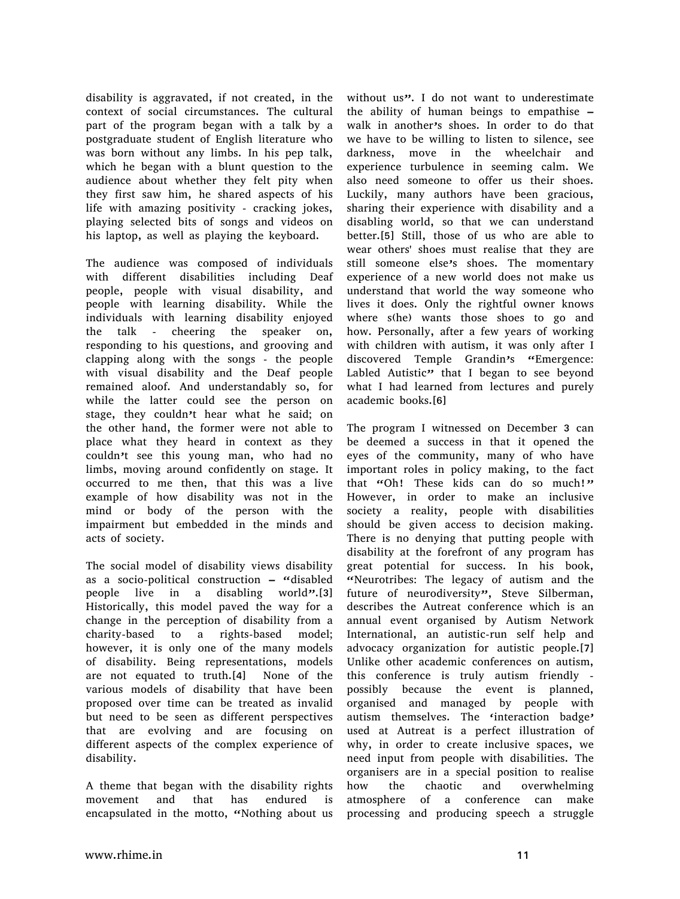disability is aggravated, if not created, in the context of social circumstances. The cultural part of the program began with a talk by a postgraduate student of English literature who was born without any limbs. In his pep talk, which he began with a blunt question to the audience about whether they felt pity when they first saw him, he shared aspects of his life with amazing positivity - cracking jokes, playing selected bits of songs and videos on his laptop, as well as playing the keyboard.

The audience was composed of individuals with different disabilities including Deaf people, people with visual disability, and people with learning disability. While the individuals with learning disability enjoyed the talk - cheering the speaker on, responding to his questions, and grooving and clapping along with the songs - the people with visual disability and the Deaf people remained aloof. And understandably so, for while the latter could see the person on stage, they couldn't hear what he said; on the other hand, the former were not able to place what they heard in context as they couldn't see this young man, who had no limbs, moving around confidently on stage. It occurred to me then, that this was a live example of how disability was not in the mind or body of the person with the impairment but embedded in the minds and acts of society.

The social model of disability views disability as a socio-political construction – "disabled people live in a disabling world".[3] Historically, this model paved the way for a change in the perception of disability from a charity-based to a rights-based model; however, it is only one of the many models of disability. Being representations, models are not equated to truth.[4] None of the various models of disability that have been proposed over time can be treated as invalid but need to be seen as different perspectives that are evolving and are focusing on different aspects of the complex experience of disability.

A theme that began with the disability rights movement and that has endured is encapsulated in the motto, "Nothing about us without us". I do not want to underestimate the ability of human beings to empathise – walk in another's shoes. In order to do that we have to be willing to listen to silence, see darkness, move in the wheelchair and experience turbulence in seeming calm. We also need someone to offer us their shoes. Luckily, many authors have been gracious, sharing their experience with disability and a disabling world, so that we can understand better.[5] Still, those of us who are able to wear others' shoes must realise that they are still someone else's shoes. The momentary experience of a new world does not make us understand that world the way someone who lives it does. Only the rightful owner knows where s(he) wants those shoes to go and how. Personally, after a few years of working with children with autism, it was only after I discovered Temple Grandin's "Emergence: Labled Autistic" that I began to see beyond what I had learned from lectures and purely academic books.[6]

The program I witnessed on December 3 can be deemed a success in that it opened the eyes of the community, many of who have important roles in policy making, to the fact that "Oh! These kids can do so much!" However, in order to make an inclusive society a reality, people with disabilities should be given access to decision making. There is no denying that putting people with disability at the forefront of any program has great potential for success. In his book, "Neurotribes: The legacy of autism and the future of neurodiversity", Steve Silberman, describes the Autreat conference which is an annual event organised by Autism Network International, an autistic-run self help and advocacy organization for autistic people.[7] Unlike other academic conferences on autism, this conference is truly autism friendly - possibly because the event is planned, organised and managed by people with autism themselves. The 'interaction badge' used at Autreat is a perfect illustration of why, in order to create inclusive spaces, we need input from people with disabilities. The organisers are in a special position to realise how the chaotic and overwhelming atmosphere of a conference can make processing and producing speech a struggle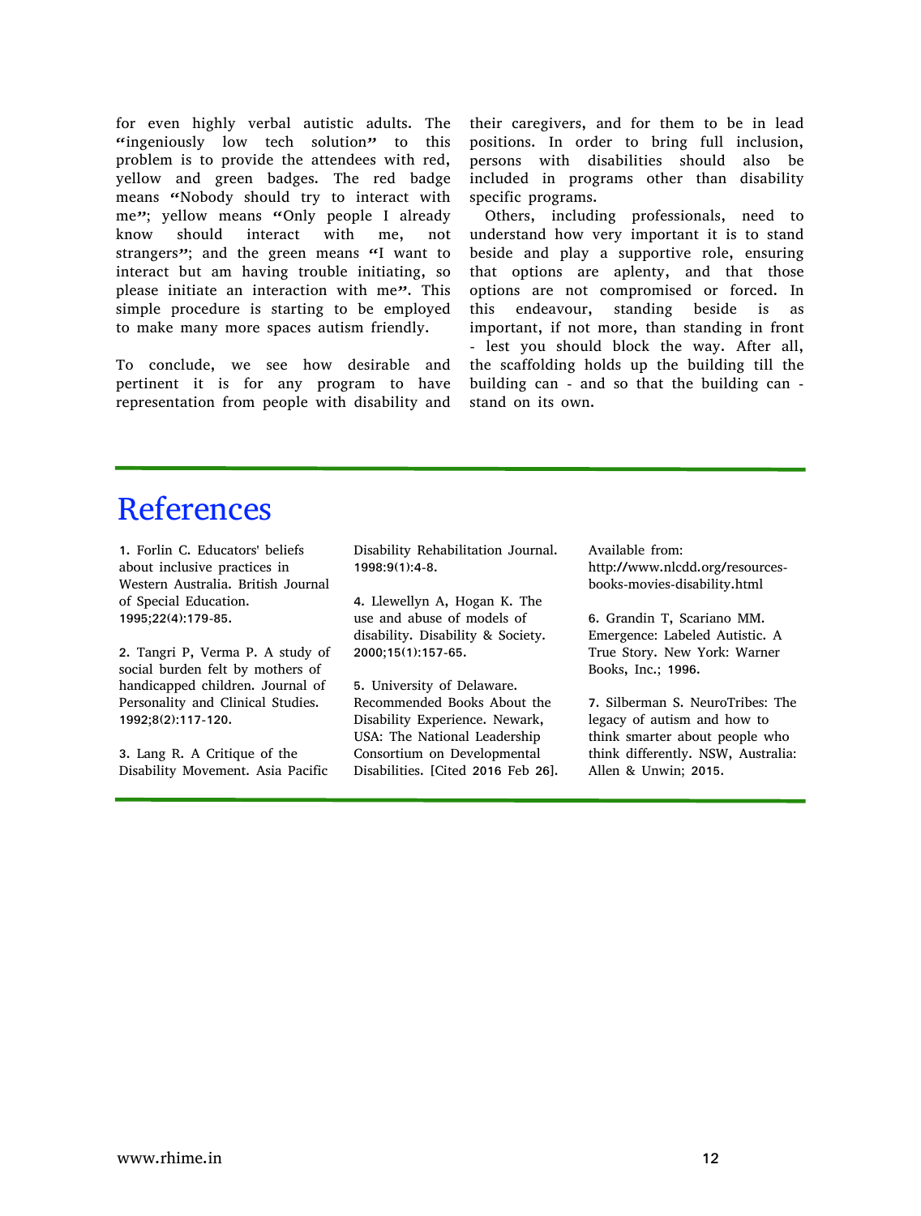for even highly verbal autistic adults. The "ingeniously low tech solution" to this problem is to provide the attendees with red, yellow and green badges. The red badge means "Nobody should try to interact with me"; yellow means "Only people I already know should interact with me, not strangers"; and the green means "I want to interact but am having trouble initiating, so please initiate an interaction with me". This simple procedure is starting to be employed to make many more spaces autism friendly.

To conclude, we see how desirable and pertinent it is for any program to have representation from people with disability and their caregivers, and for them to be in lead positions. In order to bring full inclusion, persons with disabilities should also be included in programs other than disability specific programs.

Others, including professionals, need to understand how very important it is to stand beside and play a supportive role, ensuring that options are aplenty, and that those options are not compromised or forced. In this endeavour, standing beside is as important, if not more, than standing in front - lest you should block the way. After all, the scaffolding holds up the building till the building can - and so that the building can - stand on its own.

# References

1. Forlin C. Educators' beliefs about inclusive practices in Western Australia. British Journal of Special Education. 1995;22(4):179-85.

2. Tangri P, Verma P. A study of social burden felt by mothers of handicapped children. Journal of Personality and Clinical Studies. 1992;8(2):117-120.

3. Lang R. A Critique of the Disability Movement. Asia Pacific Disability Rehabilitation Journal. 1998:9(1):4-8.

4. Llewellyn A, Hogan K. The use and abuse of models of disability. Disability & Society. 2000;15(1):157-65.

5. University of Delaware. Recommended Books About the Disability Experience. Newark, USA: The National Leadership Consortium on Developmental Disabilities. [Cited 2016 Feb 26]. Available from: http://www.nlcdd.org/resources-books-movies-disability.html

6. Grandin T, Scariano MM. Emergence: Labeled Autistic. A True Story. New York: Warner Books, Inc.; 1996.

7. Silberman S. NeuroTribes: The legacy of autism and how to think smarter about people who think differently. NSW, Australia: Allen & Unwin; 2015.